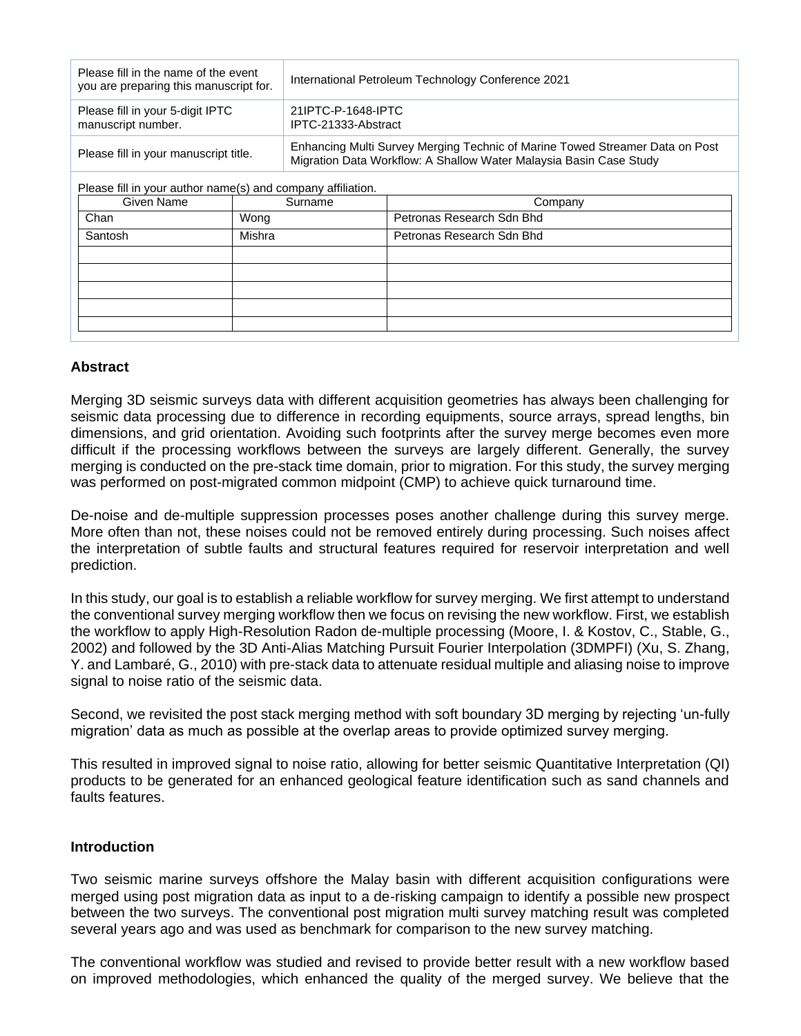| Please fill in the name of the event you are preparing this manuscript for. | International Petroleum Technology Conference 2021 |
|---|---|
| Please fill in your 5-digit IPTC manuscript number. | 21IPTC-P-1648-IPTC<br>IPTC-21333-Abstract |
| Please fill in your manuscript title. | Enhancing Multi Survey Merging Technic of Marine Towed Streamer Data on Post Migration Data Workflow: A Shallow Water Malaysia Basin Case Study |

Please fill in your author name(s) and company affiliation.

| Given Name | Surname | Company |
|---|---|---|
| Chan | Wong | Petronas Research Sdn Bhd |
| Santosh | Mishra | Petronas Research Sdn Bhd |
| | | |
| | | |
| | | |
| | | |
| | | |

## Abstract

Merging 3D seismic surveys data with different acquisition geometries has always been challenging for seismic data processing due to difference in recording equipments, source arrays, spread lengths, bin dimensions, and grid orientation. Avoiding such footprints after the survey merge becomes even more difficult if the processing workflows between the surveys are largely different. Generally, the survey merging is conducted on the pre-stack time domain, prior to migration. For this study, the survey merging was performed on post-migrated common midpoint (CMP) to achieve quick turnaround time.

De-noise and de-multiple suppression processes poses another challenge during this survey merge. More often than not, these noises could not be removed entirely during processing. Such noises affect the interpretation of subtle faults and structural features required for reservoir interpretation and well prediction.

In this study, our goal is to establish a reliable workflow for survey merging. We first attempt to understand the conventional survey merging workflow then we focus on revising the new workflow. First, we establish the workflow to apply High-Resolution Radon de-multiple processing (Moore, I. & Kostov, C., Stable, G., 2002) and followed by the 3D Anti-Alias Matching Pursuit Fourier Interpolation (3DMPFI) (Xu, S. Zhang, Y. and Lambaré, G., 2010) with pre-stack data to attenuate residual multiple and aliasing noise to improve signal to noise ratio of the seismic data.

Second, we revisited the post stack merging method with soft boundary 3D merging by rejecting 'un-fully migration' data as much as possible at the overlap areas to provide optimized survey merging.

This resulted in improved signal to noise ratio, allowing for better seismic Quantitative Interpretation (QI) products to be generated for an enhanced geological feature identification such as sand channels and faults features.

## Introduction

Two seismic marine surveys offshore the Malay basin with different acquisition configurations were merged using post migration data as input to a de-risking campaign to identify a possible new prospect between the two surveys. The conventional post migration multi survey matching result was completed several years ago and was used as benchmark for comparison to the new survey matching.

The conventional workflow was studied and revised to provide better result with a new workflow based on improved methodologies, which enhanced the quality of the merged survey. We believe that the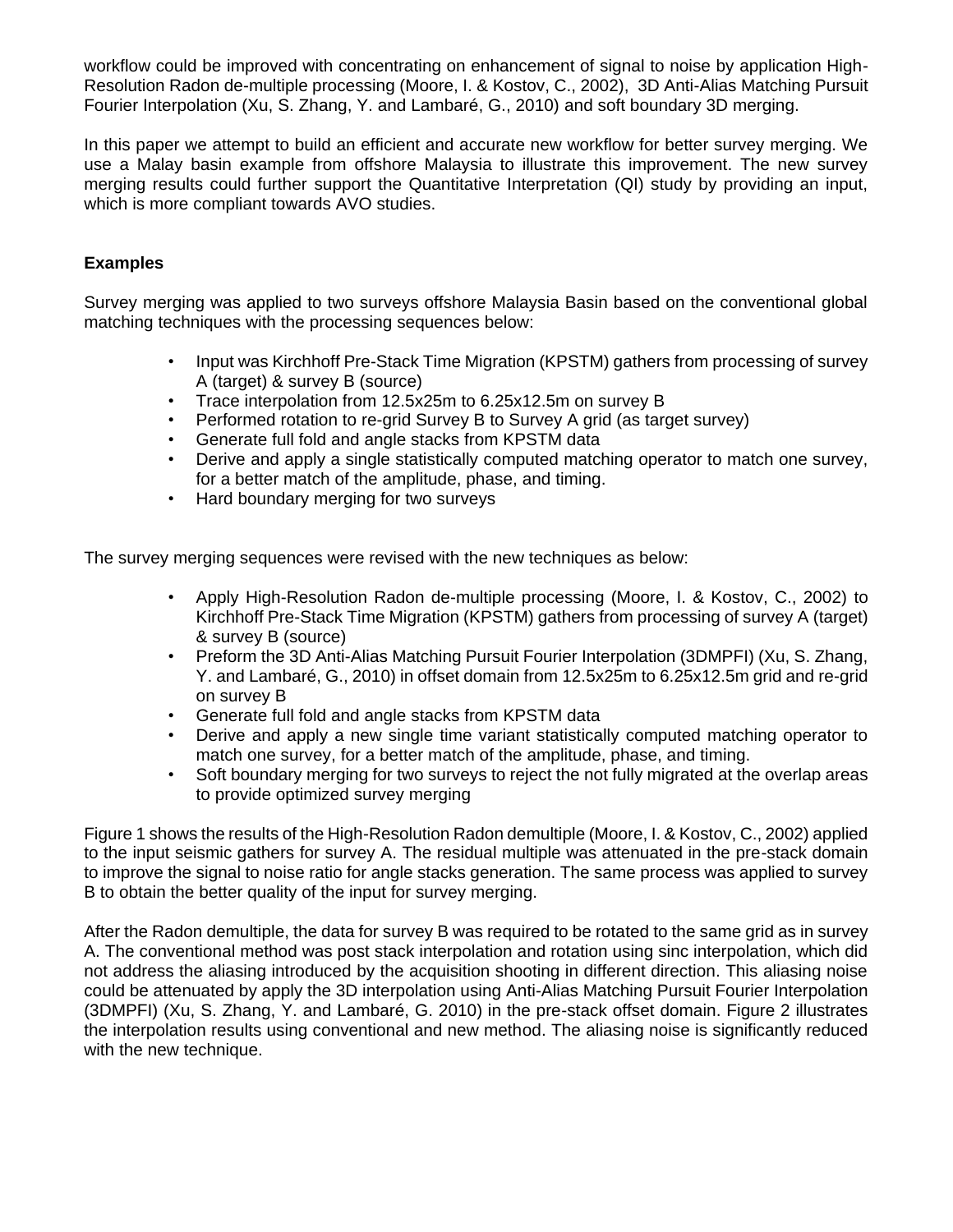workflow could be improved with concentrating on enhancement of signal to noise by application High-Resolution Radon de-multiple processing (Moore, I. & Kostov, C., 2002), 3D Anti-Alias Matching Pursuit Fourier Interpolation (Xu, S. Zhang, Y. and Lambaré, G., 2010) and soft boundary 3D merging.

In this paper we attempt to build an efficient and accurate new workflow for better survey merging. We use a Malay basin example from offshore Malaysia to illustrate this improvement. The new survey merging results could further support the Quantitative Interpretation (QI) study by providing an input, which is more compliant towards AVO studies.

## Examples

Survey merging was applied to two surveys offshore Malaysia Basin based on the conventional global matching techniques with the processing sequences below:

- Input was Kirchhoff Pre-Stack Time Migration (KPSTM) gathers from processing of survey A (target) & survey B (source)
- Trace interpolation from 12.5x25m to 6.25x12.5m on survey B
- Performed rotation to re-grid Survey B to Survey A grid (as target survey)
- Generate full fold and angle stacks from KPSTM data
- Derive and apply a single statistically computed matching operator to match one survey, for a better match of the amplitude, phase, and timing.
- Hard boundary merging for two surveys

The survey merging sequences were revised with the new techniques as below:

- Apply High-Resolution Radon de-multiple processing (Moore, I. & Kostov, C., 2002) to Kirchhoff Pre-Stack Time Migration (KPSTM) gathers from processing of survey A (target) & survey B (source)
- Preform the 3D Anti-Alias Matching Pursuit Fourier Interpolation (3DMPFI) (Xu, S. Zhang, Y. and Lambaré, G., 2010) in offset domain from 12.5x25m to 6.25x12.5m grid and re-grid on survey B
- Generate full fold and angle stacks from KPSTM data
- Derive and apply a new single time variant statistically computed matching operator to match one survey, for a better match of the amplitude, phase, and timing.
- Soft boundary merging for two surveys to reject the not fully migrated at the overlap areas to provide optimized survey merging

Figure 1 shows the results of the High-Resolution Radon demultiple (Moore, I. & Kostov, C., 2002) applied to the input seismic gathers for survey A. The residual multiple was attenuated in the pre-stack domain to improve the signal to noise ratio for angle stacks generation. The same process was applied to survey B to obtain the better quality of the input for survey merging.

After the Radon demultiple, the data for survey B was required to be rotated to the same grid as in survey A. The conventional method was post stack interpolation and rotation using sinc interpolation, which did not address the aliasing introduced by the acquisition shooting in different direction. This aliasing noise could be attenuated by apply the 3D interpolation using Anti-Alias Matching Pursuit Fourier Interpolation (3DMPFI) (Xu, S. Zhang, Y. and Lambaré, G. 2010) in the pre-stack offset domain. Figure 2 illustrates the interpolation results using conventional and new method. The aliasing noise is significantly reduced with the new technique.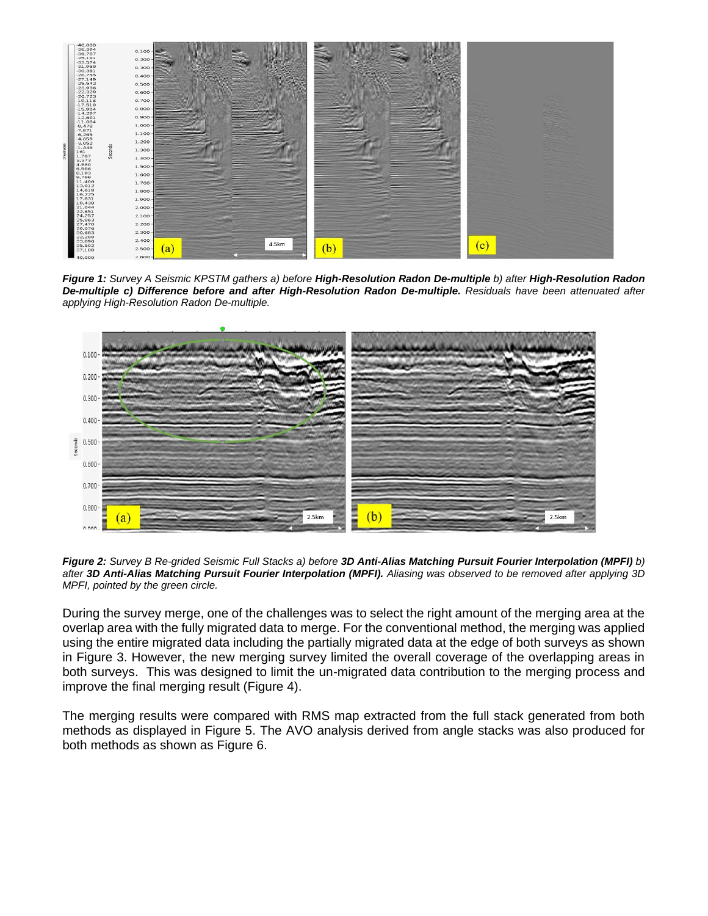***Figure 1:** Survey A Seismic KPSTM gathers a) before **High-Resolution Radon De-multiple** b) after **High-Resolution Radon De-multiple c) Difference before and after High-Resolution Radon De-multiple.** Residuals have been attenuated after applying High-Resolution Radon De-multiple.*

***Figure 2:** Survey B Re-grided Seismic Full Stacks a) before **3D Anti-Alias Matching Pursuit Fourier Interpolation (MPFI)** b) after **3D Anti-Alias Matching Pursuit Fourier Interpolation (MPFI).** Aliasing was observed to be removed after applying 3D MPFI, pointed by the green circle.*

During the survey merge, one of the challenges was to select the right amount of the merging area at the overlap area with the fully migrated data to merge. For the conventional method, the merging was applied using the entire migrated data including the partially migrated data at the edge of both surveys as shown in Figure 3. However, the new merging survey limited the overall coverage of the overlapping areas in both surveys. This was designed to limit the un-migrated data contribution to the merging process and improve the final merging result (Figure 4).

The merging results were compared with RMS map extracted from the full stack generated from both methods as displayed in Figure 5. The AVO analysis derived from angle stacks was also produced for both methods as shown as Figure 6.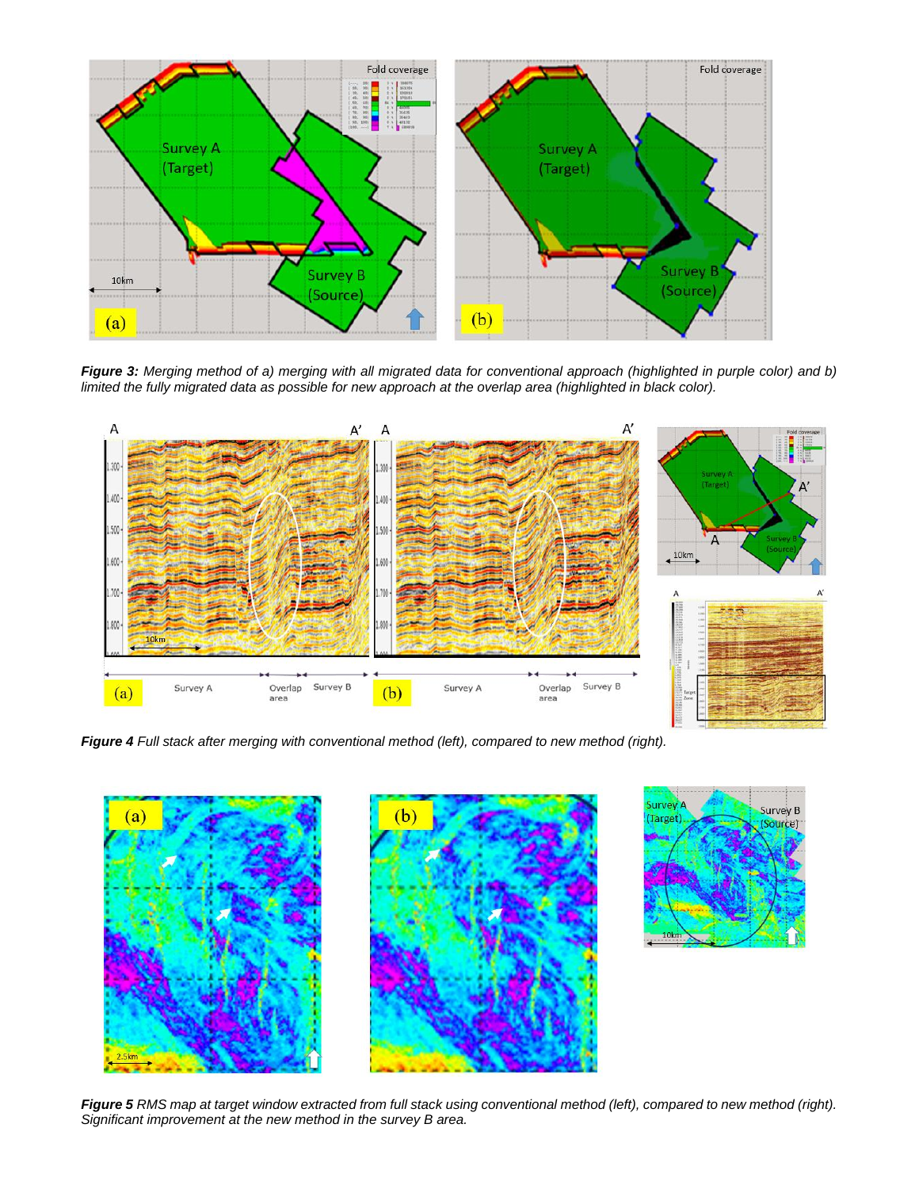**Figure 3:** *Merging method of a) merging with all migrated data for conventional approach (highlighted in purple color) and b) limited the fully migrated data as possible for new approach at the overlap area (highlighted in black color).*

**Figure 4** *Full stack after merging with conventional method (left), compared to new method (right).*

**Figure 5** *RMS map at target window extracted from full stack using conventional method (left), compared to new method (right). Significant improvement at the new method in the survey B area.*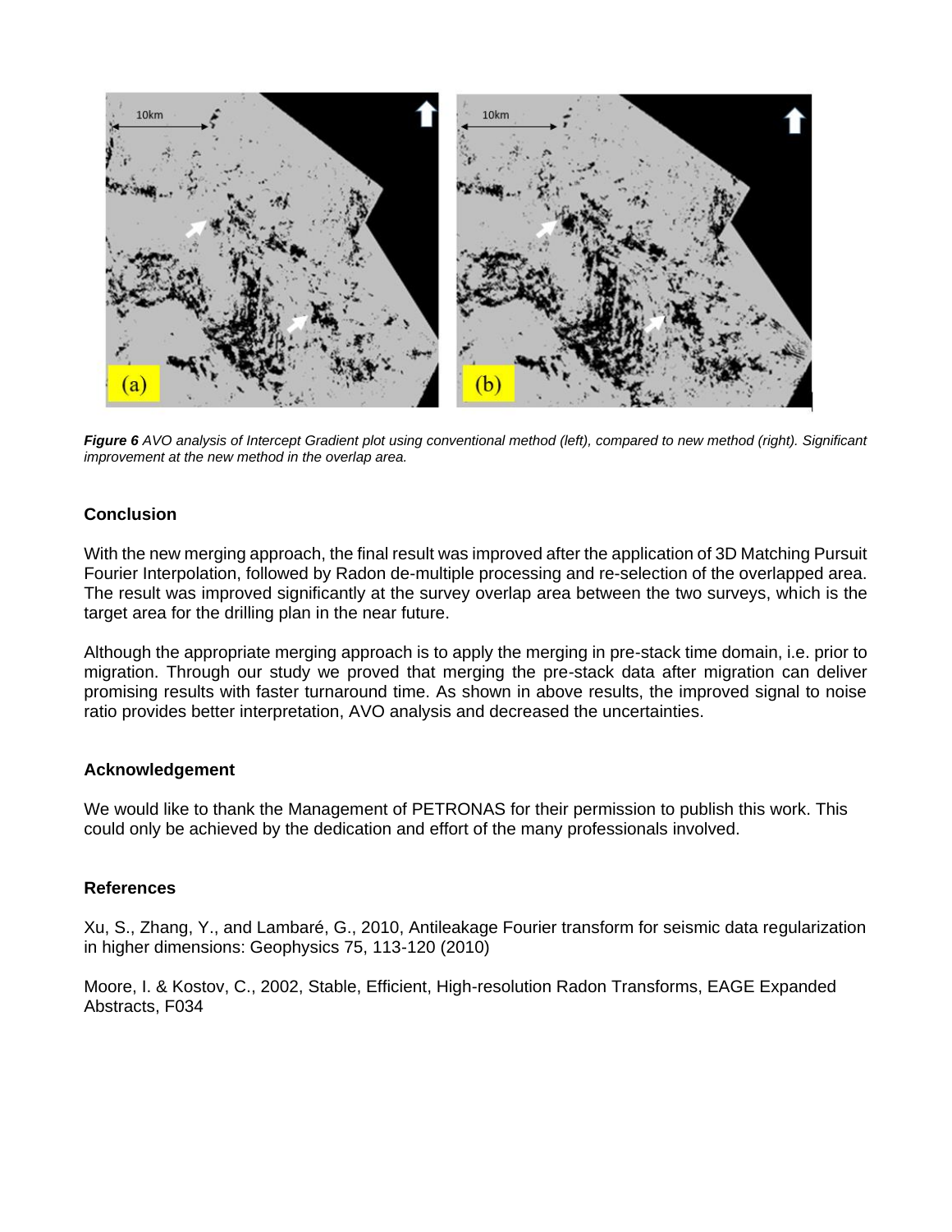10km

10km

(a)

(b)

***Figure 6*** *AVO analysis of Intercept Gradient plot using conventional method (left), compared to new method (right). Significant improvement at the new method in the overlap area.*

## Conclusion

With the new merging approach, the final result was improved after the application of 3D Matching Pursuit Fourier Interpolation, followed by Radon de-multiple processing and re-selection of the overlapped area. The result was improved significantly at the survey overlap area between the two surveys, which is the target area for the drilling plan in the near future.

Although the appropriate merging approach is to apply the merging in pre-stack time domain, i.e. prior to migration. Through our study we proved that merging the pre-stack data after migration can deliver promising results with faster turnaround time. As shown in above results, the improved signal to noise ratio provides better interpretation, AVO analysis and decreased the uncertainties.

## Acknowledgement

We would like to thank the Management of PETRONAS for their permission to publish this work. This could only be achieved by the dedication and effort of the many professionals involved.

## References

Xu, S., Zhang, Y., and Lambaré, G., 2010, Antileakage Fourier transform for seismic data regularization in higher dimensions: Geophysics 75, 113-120 (2010)

Moore, I. & Kostov, C., 2002, Stable, Efficient, High-resolution Radon Transforms, EAGE Expanded Abstracts, F034